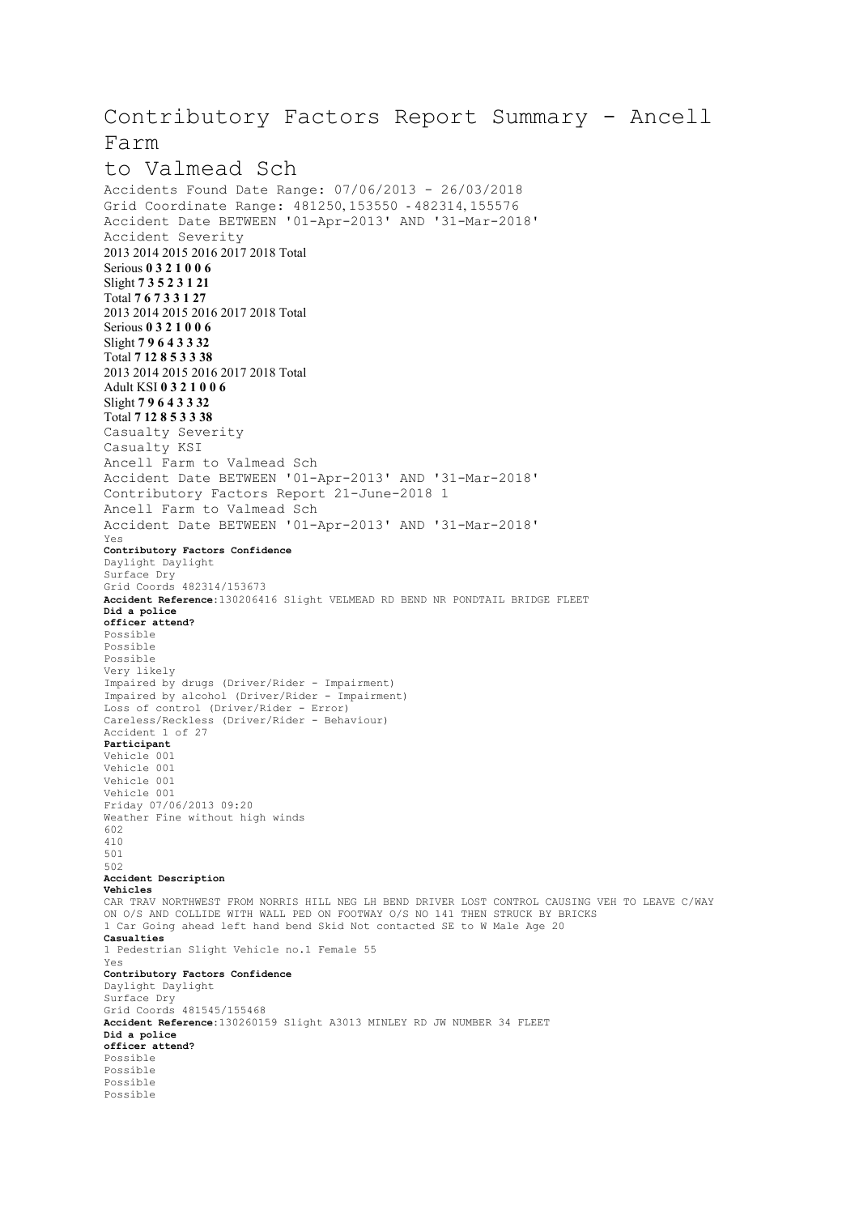# Contributory Factors Report Summary - Ancell Farm to Valmead Sch

Accidents Found Date Range: 07/06/2013 - 26/03/2018

Grid Coordinate Range: 481250,153550 -482314,155576

Accident Date BETWEEN '01-Apr-2013' AND '31-Mar-2018'

Accident Severity

| | 2013 | 2014 | 2015 | 2016 | 2017 | 2018 | Total |
|---|---|---|---|---|---|---|---|
| Serious | **0** | **3** | **2** | **1** | **0** | **0** | **6** |
| Slight | **7** | **3** | **5** | **2** | **3** | **1** | **21** |
| Total | **7** | **6** | **7** | **3** | **3** | **1** | **27** |

| | 2013 | 2014 | 2015 | 2016 | 2017 | 2018 | Total |
|---|---|---|---|---|---|---|---|
| Serious | **0** | **3** | **2** | **1** | **0** | **0** | **6** |
| Slight | **7** | **9** | **6** | **4** | **3** | **3** | **32** |
| Total | **7** | **12** | **8** | **5** | **3** | **3** | **38** |

| | 2013 | 2014 | 2015 | 2016 | 2017 | 2018 | Total |
|---|---|---|---|---|---|---|---|
| Adult KSI | **0** | **3** | **2** | **1** | **0** | **0** | **6** |
| Slight | **7** | **9** | **6** | **4** | **3** | **3** | **32** |
| Total | **7** | **12** | **8** | **5** | **3** | **3** | **38** |

Casualty Severity

Casualty KSI

Ancell Farm to Valmead Sch

Accident Date BETWEEN '01-Apr-2013' AND '31-Mar-2018'

Contributory Factors Report 21-June-2018 1

Ancell Farm to Valmead Sch

Accident Date BETWEEN '01-Apr-2013' AND '31-Mar-2018'

Yes

**Contributory Factors Confidence**

Daylight Daylight

Surface Dry

Grid Coords 482314/153673

**Accident Reference:**130206416 Slight VELMEAD RD BEND NR PONDTAIL BRIDGE FLEET

**Did a police officer attend?**

Possible

Possible

Possible

Very likely

Impaired by drugs (Driver/Rider - Impairment)

Impaired by alcohol (Driver/Rider - Impairment)

Loss of control (Driver/Rider - Error)

Careless/Reckless (Driver/Rider - Behaviour)

Accident 1 of 27

**Participant**

Vehicle 001

Vehicle 001

Vehicle 001

Vehicle 001

Friday 07/06/2013 09:20

Weather Fine without high winds

602

410

501

502

**Accident Description**

**Vehicles**

CAR TRAV NORTHWEST FROM NORRIS HILL NEG LH BEND DRIVER LOST CONTROL CAUSING VEH TO LEAVE C/WAY ON O/S AND COLLIDE WITH WALL PED ON FOOTWAY O/S NO 141 THEN STRUCK BY BRICKS

1 Car Going ahead left hand bend Skid Not contacted SE to W Male Age 20

**Casualties**

1 Pedestrian Slight Vehicle no.1 Female 55

Yes

**Contributory Factors Confidence**

Daylight Daylight

Surface Dry

Grid Coords 481545/155468

**Accident Reference:**130260159 Slight A3013 MINLEY RD JW NUMBER 34 FLEET

**Did a police officer attend?**

Possible

Possible

Possible

Possible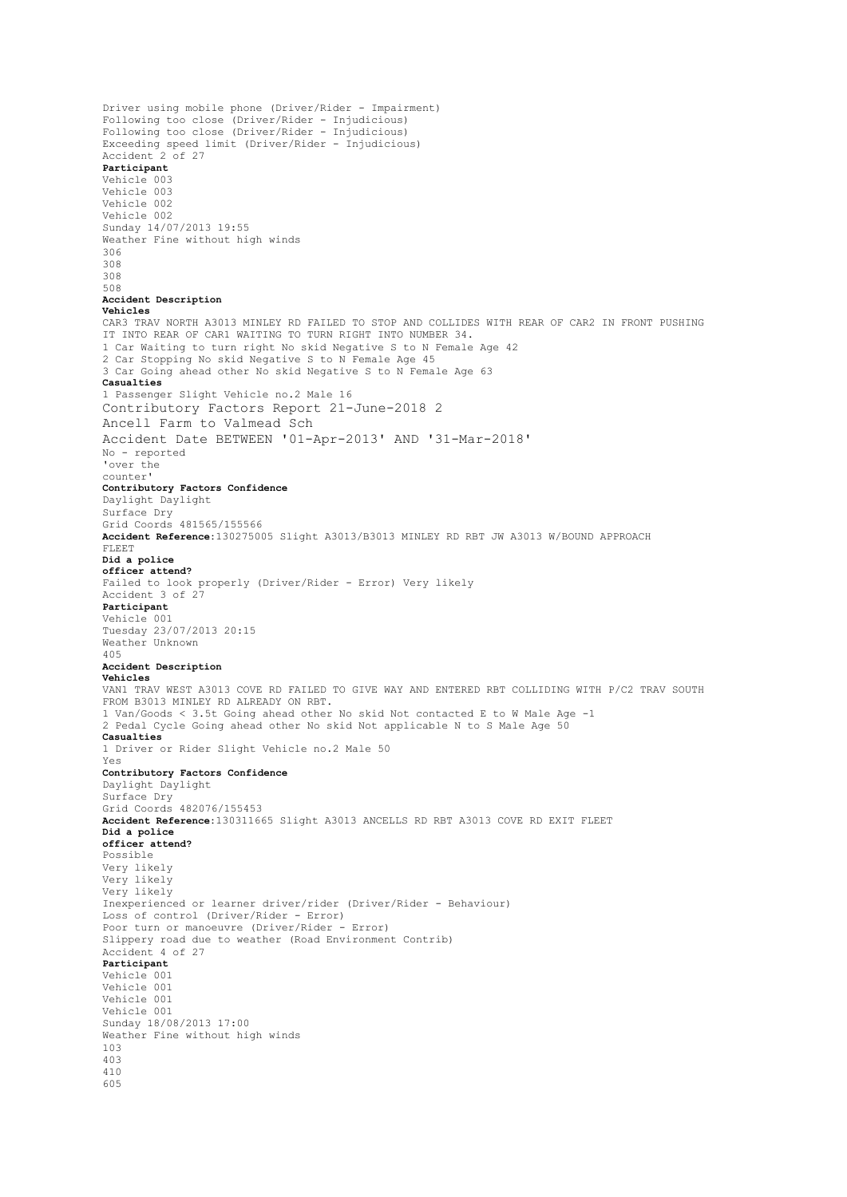Driver using mobile phone (Driver/Rider - Impairment)
Following too close (Driver/Rider - Injudicious)
Following too close (Driver/Rider - Injudicious)
Exceeding speed limit (Driver/Rider - Injudicious)
Accident 2 of 27

**Participant**

Vehicle 003
Vehicle 003
Vehicle 002
Vehicle 002
Sunday 14/07/2013 19:55
Weather Fine without high winds
306
308
308
508

**Accident Description**

**Vehicles**

CAR3 TRAV NORTH A3013 MINLEY RD FAILED TO STOP AND COLLIDES WITH REAR OF CAR2 IN FRONT PUSHING IT INTO REAR OF CAR1 WAITING TO TURN RIGHT INTO NUMBER 34.
1 Car Waiting to turn right No skid Negative S to N Female Age 42
2 Car Stopping No skid Negative S to N Female Age 45
3 Car Going ahead other No skid Negative S to N Female Age 63

**Casualties**

1 Passenger Slight Vehicle no.2 Male 16

Contributory Factors Report 21-June-2018 2
Ancell Farm to Valmead Sch
Accident Date BETWEEN '01-Apr-2013' AND '31-Mar-2018'

No - reported 'over the counter'

**Contributory Factors Confidence**

Daylight Daylight
Surface Dry
Grid Coords 481565/155566

**Accident Reference:**130275005 Slight A3013/B3013 MINLEY RD RBT JW A3013 W/BOUND APPROACH FLEET

**Did a police officer attend?**

Failed to look properly (Driver/Rider - Error) Very likely
Accident 3 of 27

**Participant**

Vehicle 001
Tuesday 23/07/2013 20:15
Weather Unknown
405

**Accident Description**

**Vehicles**

VAN1 TRAV WEST A3013 COVE RD FAILED TO GIVE WAY AND ENTERED RBT COLLIDING WITH P/C2 TRAV SOUTH FROM B3013 MINLEY RD ALREADY ON RBT.
1 Van/Goods < 3.5t Going ahead other No skid Not contacted E to W Male Age -1
2 Pedal Cycle Going ahead other No skid Not applicable N to S Male Age 50

**Casualties**

1 Driver or Rider Slight Vehicle no.2 Male 50

Yes

**Contributory Factors Confidence**

Daylight Daylight
Surface Dry
Grid Coords 482076/155453

**Accident Reference:**130311665 Slight A3013 ANCELLS RD RBT A3013 COVE RD EXIT FLEET

**Did a police officer attend?**

Possible
Very likely
Very likely
Very likely
Inexperienced or learner driver/rider (Driver/Rider - Behaviour)
Loss of control (Driver/Rider - Error)
Poor turn or manoeuvre (Driver/Rider - Error)
Slippery road due to weather (Road Environment Contrib)
Accident 4 of 27

**Participant**

Vehicle 001
Vehicle 001
Vehicle 001
Vehicle 001
Sunday 18/08/2013 17:00
Weather Fine without high winds
103
403
410
605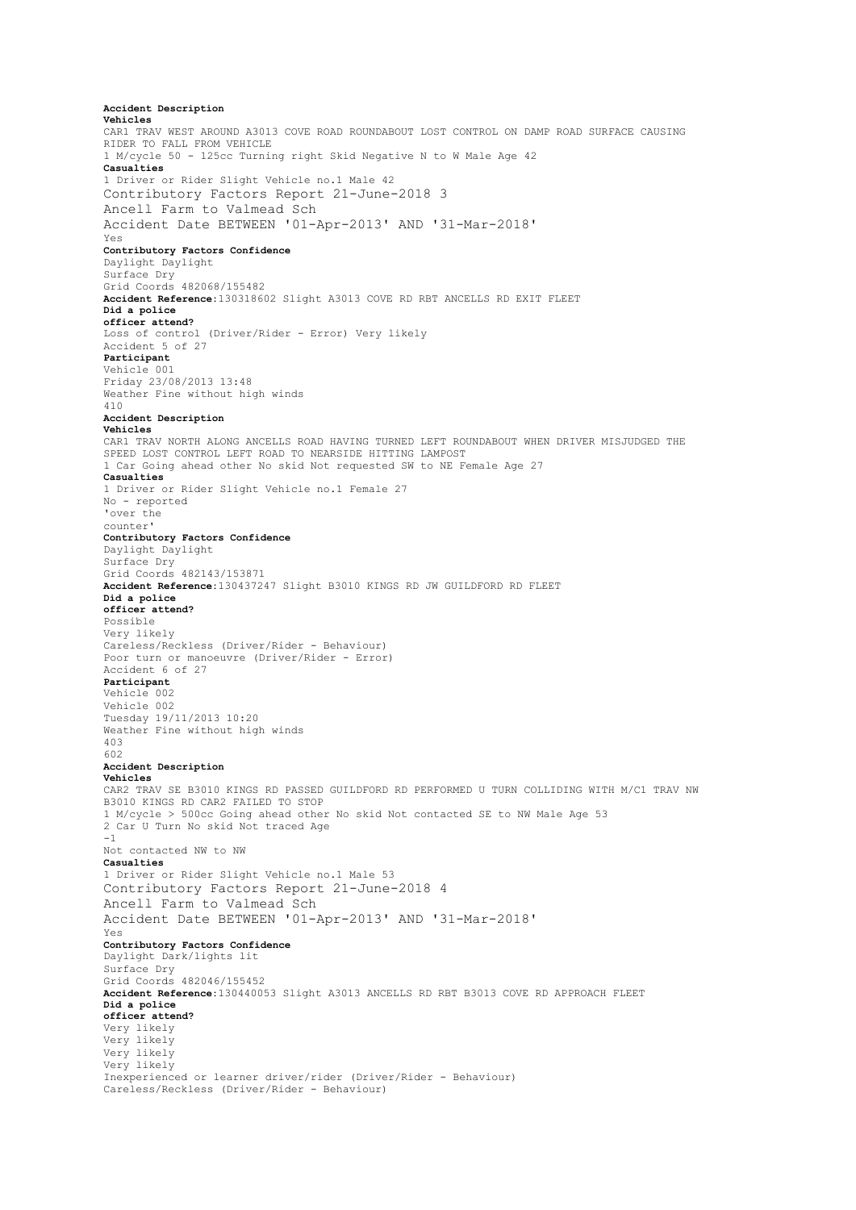**Accident Description**

**Vehicles**

CAR1 TRAV WEST AROUND A3013 COVE ROAD ROUNDABOUT LOST CONTROL ON DAMP ROAD SURFACE CAUSING RIDER TO FALL FROM VEHICLE

1 M/cycle 50 - 125cc Turning right Skid Negative N to W Male Age 42

**Casualties**

1 Driver or Rider Slight Vehicle no.1 Male 42

Yes

**Contributory Factors Confidence**

Daylight Daylight

Surface Dry

Grid Coords 482068/155482

**Accident Reference:**130318602 Slight A3013 COVE RD RBT ANCELLS RD EXIT FLEET

**Did a police officer attend?**

Loss of control (Driver/Rider - Error) Very likely

Accident 5 of 27

**Participant**

Vehicle 001

Friday 23/08/2013 13:48

Weather Fine without high winds

410

**Accident Description**

**Vehicles**

CAR1 TRAV NORTH ALONG ANCELLS ROAD HAVING TURNED LEFT ROUNDABOUT WHEN DRIVER MISJUDGED THE SPEED LOST CONTROL LEFT ROAD TO NEARSIDE HITTING LAMPOST

1 Car Going ahead other No skid Not requested SW to NE Female Age 27

**Casualties**

1 Driver or Rider Slight Vehicle no.1 Female 27

No - reported 'over the counter'

**Contributory Factors Confidence**

Daylight Daylight

Surface Dry

Grid Coords 482143/153871

**Accident Reference:**130437247 Slight B3010 KINGS RD JW GUILDFORD RD FLEET

**Did a police officer attend?**

Possible

Very likely

Careless/Reckless (Driver/Rider - Behaviour)

Poor turn or manoeuvre (Driver/Rider - Error)

Accident 6 of 27

**Participant**

Vehicle 002

Vehicle 002

Tuesday 19/11/2013 10:20

Weather Fine without high winds

403

602

**Accident Description**

**Vehicles**

CAR2 TRAV SE B3010 KINGS RD PASSED GUILDFORD RD PERFORMED U TURN COLLIDING WITH M/C1 TRAV NW B3010 KINGS RD CAR2 FAILED TO STOP

1 M/cycle > 500cc Going ahead other No skid Not contacted SE to NW Male Age 53

2 Car U Turn No skid Not traced Age -1

Not contacted NW to NW

**Casualties**

1 Driver or Rider Slight Vehicle no.1 Male 53

Yes

**Contributory Factors Confidence**

Daylight Dark/lights lit

Surface Dry

Grid Coords 482046/155452

**Accident Reference:**130440053 Slight A3013 ANCELLS RD RBT B3013 COVE RD APPROACH FLEET

**Did a police officer attend?**

Very likely

Very likely

Very likely

Very likely

Inexperienced or learner driver/rider (Driver/Rider - Behaviour)

Careless/Reckless (Driver/Rider - Behaviour)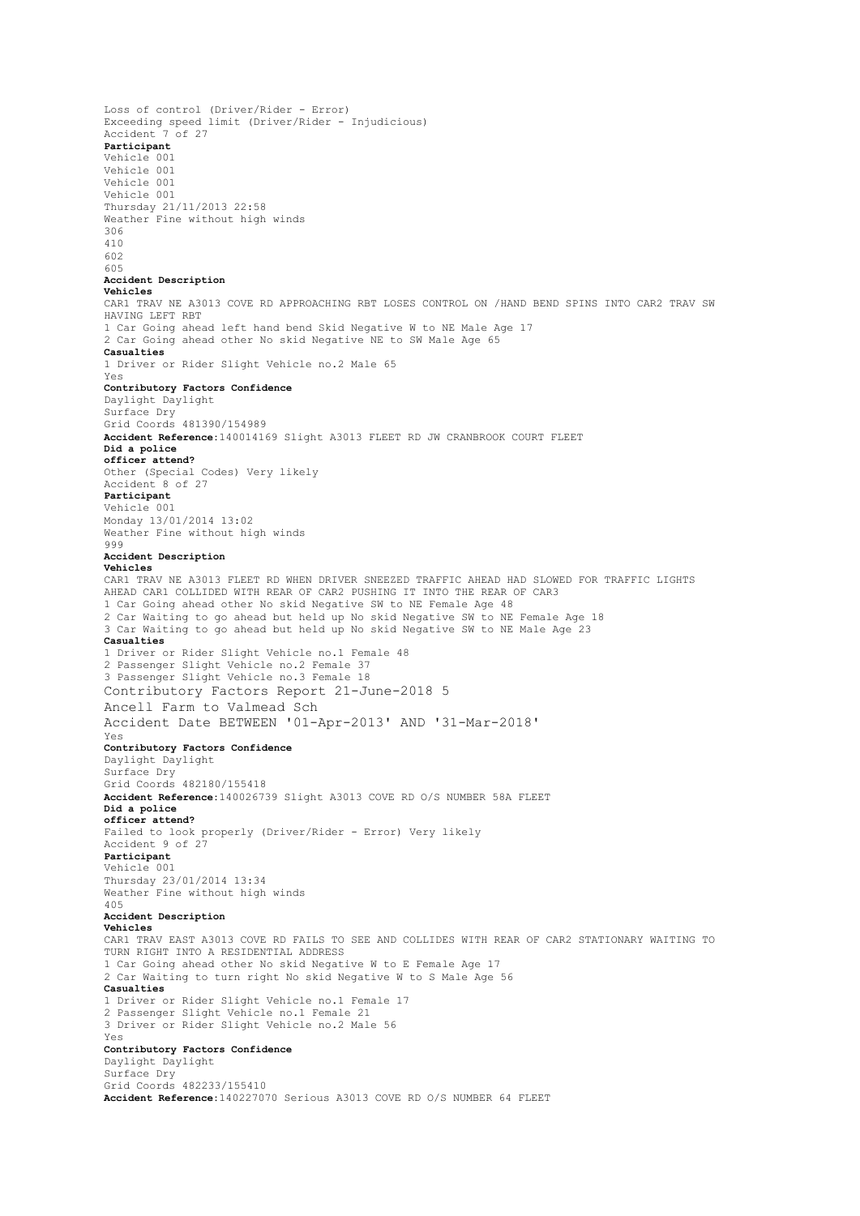Loss of control (Driver/Rider - Error)
Exceeding speed limit (Driver/Rider - Injudicious)
Accident 7 of 27
**Participant**
Vehicle 001
Vehicle 001
Vehicle 001
Vehicle 001
Thursday 21/11/2013 22:58
Weather Fine without high winds
306
410
602
605
**Accident Description**
**Vehicles**
CAR1 TRAV NE A3013 COVE RD APPROACHING RBT LOSES CONTROL ON /HAND BEND SPINS INTO CAR2 TRAV SW HAVING LEFT RBT
1 Car Going ahead left hand bend Skid Negative W to NE Male Age 17
2 Car Going ahead other No skid Negative NE to SW Male Age 65
**Casualties**
1 Driver or Rider Slight Vehicle no.2 Male 65
Yes
**Contributory Factors Confidence**
Daylight Daylight
Surface Dry
Grid Coords 481390/154989
**Accident Reference:**140014169 Slight A3013 FLEET RD JW CRANBROOK COURT FLEET
**Did a police officer attend?**
Other (Special Codes) Very likely
Accident 8 of 27
**Participant**
Vehicle 001
Monday 13/01/2014 13:02
Weather Fine without high winds
999
**Accident Description**
**Vehicles**
CAR1 TRAV NE A3013 FLEET RD WHEN DRIVER SNEEZED TRAFFIC AHEAD HAD SLOWED FOR TRAFFIC LIGHTS AHEAD CAR1 COLLIDED WITH REAR OF CAR2 PUSHING IT INTO THE REAR OF CAR3
1 Car Going ahead other No skid Negative SW to NE Female Age 48
2 Car Waiting to go ahead but held up No skid Negative SW to NE Female Age 18
3 Car Waiting to go ahead but held up No skid Negative SW to NE Male Age 23
**Casualties**
1 Driver or Rider Slight Vehicle no.1 Female 48
2 Passenger Slight Vehicle no.2 Female 37
3 Passenger Slight Vehicle no.3 Female 18
Yes
**Contributory Factors Confidence**
Daylight Daylight
Surface Dry
Grid Coords 482180/155418
**Accident Reference:**140026739 Slight A3013 COVE RD O/S NUMBER 58A FLEET
**Did a police officer attend?**
Failed to look properly (Driver/Rider - Error) Very likely
Accident 9 of 27
**Participant**
Vehicle 001
Thursday 23/01/2014 13:34
Weather Fine without high winds
405
**Accident Description**
**Vehicles**
CAR1 TRAV EAST A3013 COVE RD FAILS TO SEE AND COLLIDES WITH REAR OF CAR2 STATIONARY WAITING TO TURN RIGHT INTO A RESIDENTIAL ADDRESS
1 Car Going ahead other No skid Negative W to E Female Age 17
2 Car Waiting to turn right No skid Negative W to S Male Age 56
**Casualties**
1 Driver or Rider Slight Vehicle no.1 Female 17
2 Passenger Slight Vehicle no.1 Female 21
3 Driver or Rider Slight Vehicle no.2 Male 56
Yes
**Contributory Factors Confidence**
Daylight Daylight
Surface Dry
Grid Coords 482233/155410
**Accident Reference:**140227070 Serious A3013 COVE RD O/S NUMBER 64 FLEET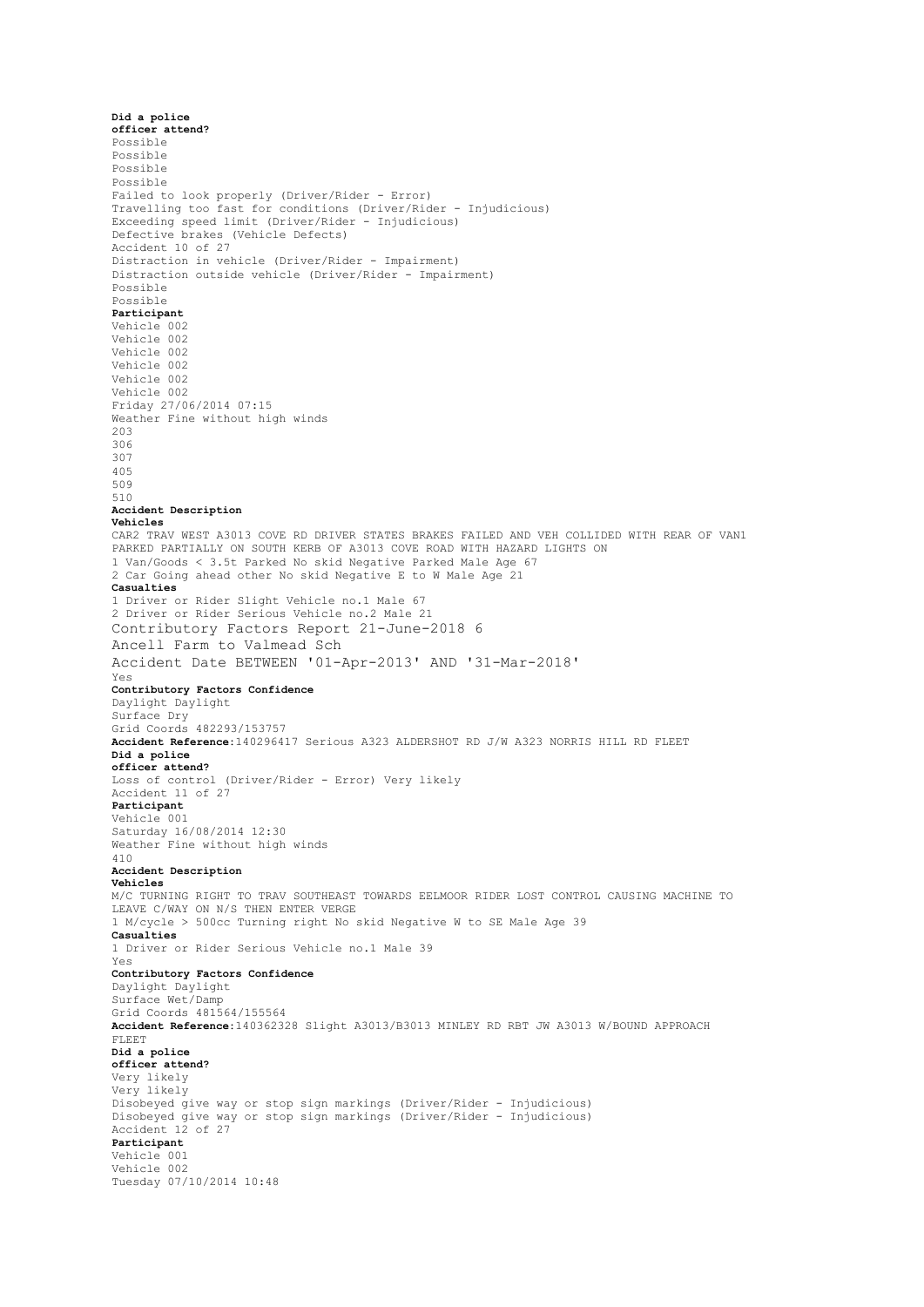**Did a police officer attend?**
Possible
Possible
Possible
Possible
Failed to look properly (Driver/Rider - Error)
Travelling too fast for conditions (Driver/Rider - Injudicious)
Exceeding speed limit (Driver/Rider - Injudicious)
Defective brakes (Vehicle Defects)
Accident 10 of 27
Distraction in vehicle (Driver/Rider - Impairment)
Distraction outside vehicle (Driver/Rider - Impairment)
Possible
Possible
**Participant**
Vehicle 002
Vehicle 002
Vehicle 002
Vehicle 002
Vehicle 002
Vehicle 002
Friday 27/06/2014 07:15
Weather Fine without high winds
203
306
307
405
509
510
**Accident Description**
**Vehicles**
CAR2 TRAV WEST A3013 COVE RD DRIVER STATES BRAKES FAILED AND VEH COLLIDED WITH REAR OF VAN1 PARKED PARTIALLY ON SOUTH KERB OF A3013 COVE ROAD WITH HAZARD LIGHTS ON
1 Van/Goods < 3.5t Parked No skid Negative Parked Male Age 67
2 Car Going ahead other No skid Negative E to W Male Age 21
**Casualties**
1 Driver or Rider Slight Vehicle no.1 Male 67
2 Driver or Rider Serious Vehicle no.2 Male 21

Contributory Factors Report 21-June-2018 6
Ancell Farm to Valmead Sch
Accident Date BETWEEN '01-Apr-2013' AND '31-Mar-2018'

Yes
**Contributory Factors Confidence**
Daylight Daylight
Surface Dry
Grid Coords 482293/153757
**Accident Reference**:140296417 Serious A323 ALDERSHOT RD J/W A323 NORRIS HILL RD FLEET
**Did a police officer attend?**
Loss of control (Driver/Rider - Error) Very likely
Accident 11 of 27
**Participant**
Vehicle 001
Saturday 16/08/2014 12:30
Weather Fine without high winds
410
**Accident Description**
**Vehicles**
M/C TURNING RIGHT TO TRAV SOUTHEAST TOWARDS EELMOOR RIDER LOST CONTROL CAUSING MACHINE TO LEAVE C/WAY ON N/S THEN ENTER VERGE
1 M/cycle > 500cc Turning right No skid Negative W to SE Male Age 39
**Casualties**
1 Driver or Rider Serious Vehicle no.1 Male 39
Yes
**Contributory Factors Confidence**
Daylight Daylight
Surface Wet/Damp
Grid Coords 481564/155564
**Accident Reference**:140362328 Slight A3013/B3013 MINLEY RD RBT JW A3013 W/BOUND APPROACH FLEET
**Did a police officer attend?**
Very likely
Very likely
Disobeyed give way or stop sign markings (Driver/Rider - Injudicious)
Disobeyed give way or stop sign markings (Driver/Rider - Injudicious)
Accident 12 of 27
**Participant**
Vehicle 001
Vehicle 002
Tuesday 07/10/2014 10:48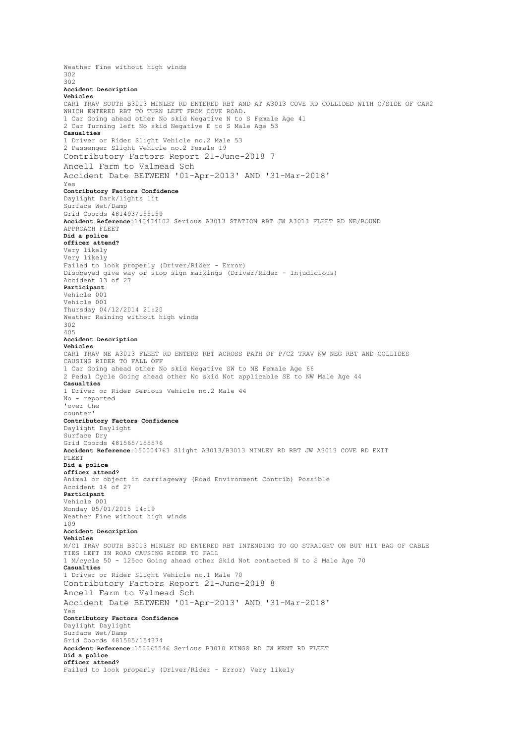Weather Fine without high winds
302
302
**Accident Description**
**Vehicles**
CAR1 TRAV SOUTH B3013 MINLEY RD ENTERED RBT AND AT A3013 COVE RD COLLIDED WITH O/SIDE OF CAR2 WHICH ENTERED RBT TO TURN LEFT FROM COVE ROAD.
1 Car Going ahead other No skid Negative N to S Female Age 41
2 Car Turning left No skid Negative E to S Male Age 53
**Casualties**
1 Driver or Rider Slight Vehicle no.2 Male 53
2 Passenger Slight Vehicle no.2 Female 19

Yes
**Contributory Factors Confidence**
Daylight Dark/lights lit
Surface Wet/Damp
Grid Coords 481493/155159
**Accident Reference:**140434102 Serious A3013 STATION RBT JW A3013 FLEET RD NE/BOUND APPROACH FLEET
**Did a police officer attend?**
Very likely
Very likely
Failed to look properly (Driver/Rider - Error)
Disobeyed give way or stop sign markings (Driver/Rider - Injudicious)
Accident 13 of 27
**Participant**
Vehicle 001
Vehicle 001
Thursday 04/12/2014 21:20
Weather Raining without high winds
302
405
**Accident Description**
**Vehicles**
CAR1 TRAV NE A3013 FLEET RD ENTERS RBT ACROSS PATH OF P/C2 TRAV NW NEG RBT AND COLLIDES CAUSING RIDER TO FALL OFF
1 Car Going ahead other No skid Negative SW to NE Female Age 66
2 Pedal Cycle Going ahead other No skid Not applicable SE to NW Male Age 44
**Casualties**
1 Driver or Rider Serious Vehicle no.2 Male 44
No - reported 'over the counter'
**Contributory Factors Confidence**
Daylight Daylight
Surface Dry
Grid Coords 481565/155576
**Accident Reference:**150004763 Slight A3013/B3013 MINLEY RD RBT JW A3013 COVE RD EXIT FLEET
**Did a police officer attend?**
Animal or object in carriageway (Road Environment Contrib) Possible
Accident 14 of 27
**Participant**
Vehicle 001
Monday 05/01/2015 14:19
Weather Fine without high winds
109
**Accident Description**
**Vehicles**
M/C1 TRAV SOUTH B3013 MINLEY RD ENTERED RBT INTENDING TO GO STRAIGHT ON BUT HIT BAG OF CABLE TIES LEFT IN ROAD CAUSING RIDER TO FALL
1 M/cycle 50 - 125cc Going ahead other Skid Not contacted N to S Male Age 70
**Casualties**
1 Driver or Rider Slight Vehicle no.1 Male 70

Yes
**Contributory Factors Confidence**
Daylight Daylight
Surface Wet/Damp
Grid Coords 481505/154374
**Accident Reference:**150065546 Serious B3010 KINGS RD JW KENT RD FLEET
**Did a police officer attend?**
Failed to look properly (Driver/Rider - Error) Very likely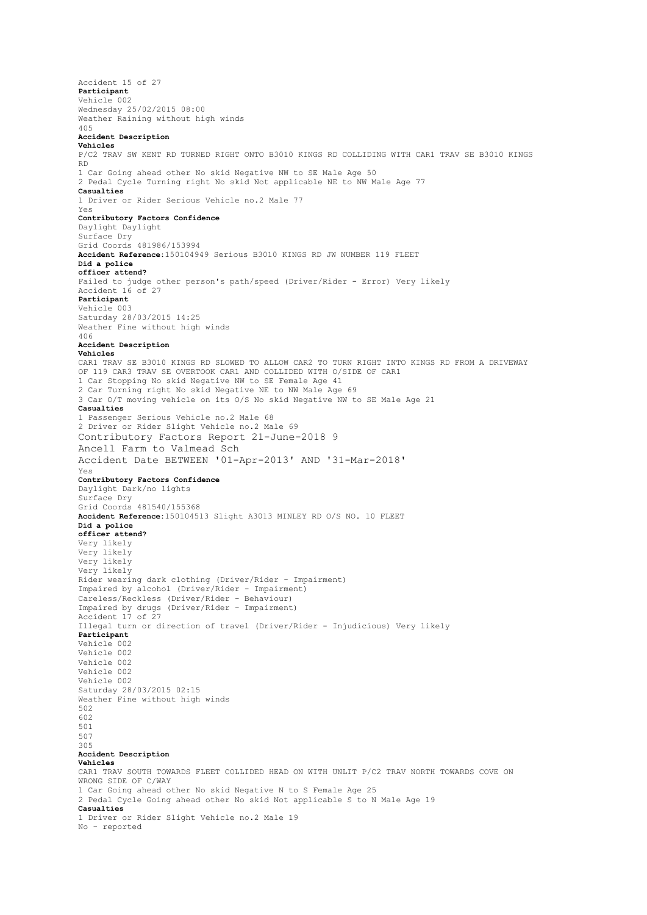Accident 15 of 27

**Participant**

Vehicle 002

Wednesday 25/02/2015 08:00

Weather Raining without high winds

405

**Accident Description**

**Vehicles**

P/C2 TRAV SW KENT RD TURNED RIGHT ONTO B3010 KINGS RD COLLIDING WITH CAR1 TRAV SE B3010 KINGS RD

1 Car Going ahead other No skid Negative NW to SE Male Age 50

2 Pedal Cycle Turning right No skid Not applicable NE to NW Male Age 77

**Casualties**

1 Driver or Rider Serious Vehicle no.2 Male 77

Yes

**Contributory Factors Confidence**

Daylight Daylight

Surface Dry

Grid Coords 481986/153994

**Accident Reference:**150104949 Serious B3010 KINGS RD JW NUMBER 119 FLEET

**Did a police officer attend?**

Failed to judge other person's path/speed (Driver/Rider - Error) Very likely

Accident 16 of 27

**Participant**

Vehicle 003

Saturday 28/03/2015 14:25

Weather Fine without high winds

406

**Accident Description**

**Vehicles**

CAR1 TRAV SE B3010 KINGS RD SLOWED TO ALLOW CAR2 TO TURN RIGHT INTO KINGS RD FROM A DRIVEWAY OF 119 CAR3 TRAV SE OVERTOOK CAR1 AND COLLIDED WITH O/SIDE OF CAR1

1 Car Stopping No skid Negative NW to SE Female Age 41

2 Car Turning right No skid Negative NE to NW Male Age 69

3 Car O/T moving vehicle on its O/S No skid Negative NW to SE Male Age 21

**Casualties**

1 Passenger Serious Vehicle no.2 Male 68

2 Driver or Rider Slight Vehicle no.2 Male 69

Contributory Factors Report 21-June-2018

Ancell Farm to Valmead Sch

Accident Date BETWEEN '01-Apr-2013' AND '31-Mar-2018'

Yes

**Contributory Factors Confidence**

Daylight Dark/no lights

Surface Dry

Grid Coords 481540/155368

**Accident Reference:**150104513 Slight A3013 MINLEY RD O/S NO. 10 FLEET

**Did a police officer attend?**

Very likely

Very likely

Very likely

Very likely

Rider wearing dark clothing (Driver/Rider - Impairment)

Impaired by alcohol (Driver/Rider - Impairment)

Careless/Reckless (Driver/Rider - Behaviour)

Impaired by drugs (Driver/Rider - Impairment)

Accident 17 of 27

Illegal turn or direction of travel (Driver/Rider - Injudicious) Very likely

**Participant**

Vehicle 002

Vehicle 002

Vehicle 002

Vehicle 002

Vehicle 002

Saturday 28/03/2015 02:15

Weather Fine without high winds

502

602

501

507

305

**Accident Description**

**Vehicles**

CAR1 TRAV SOUTH TOWARDS FLEET COLLIDED HEAD ON WITH UNLIT P/C2 TRAV NORTH TOWARDS COVE ON WRONG SIDE OF C/WAY

1 Car Going ahead other No skid Negative N to S Female Age 25

2 Pedal Cycle Going ahead other No skid Not applicable S to N Male Age 19

**Casualties**

1 Driver or Rider Slight Vehicle no.2 Male 19

No - reported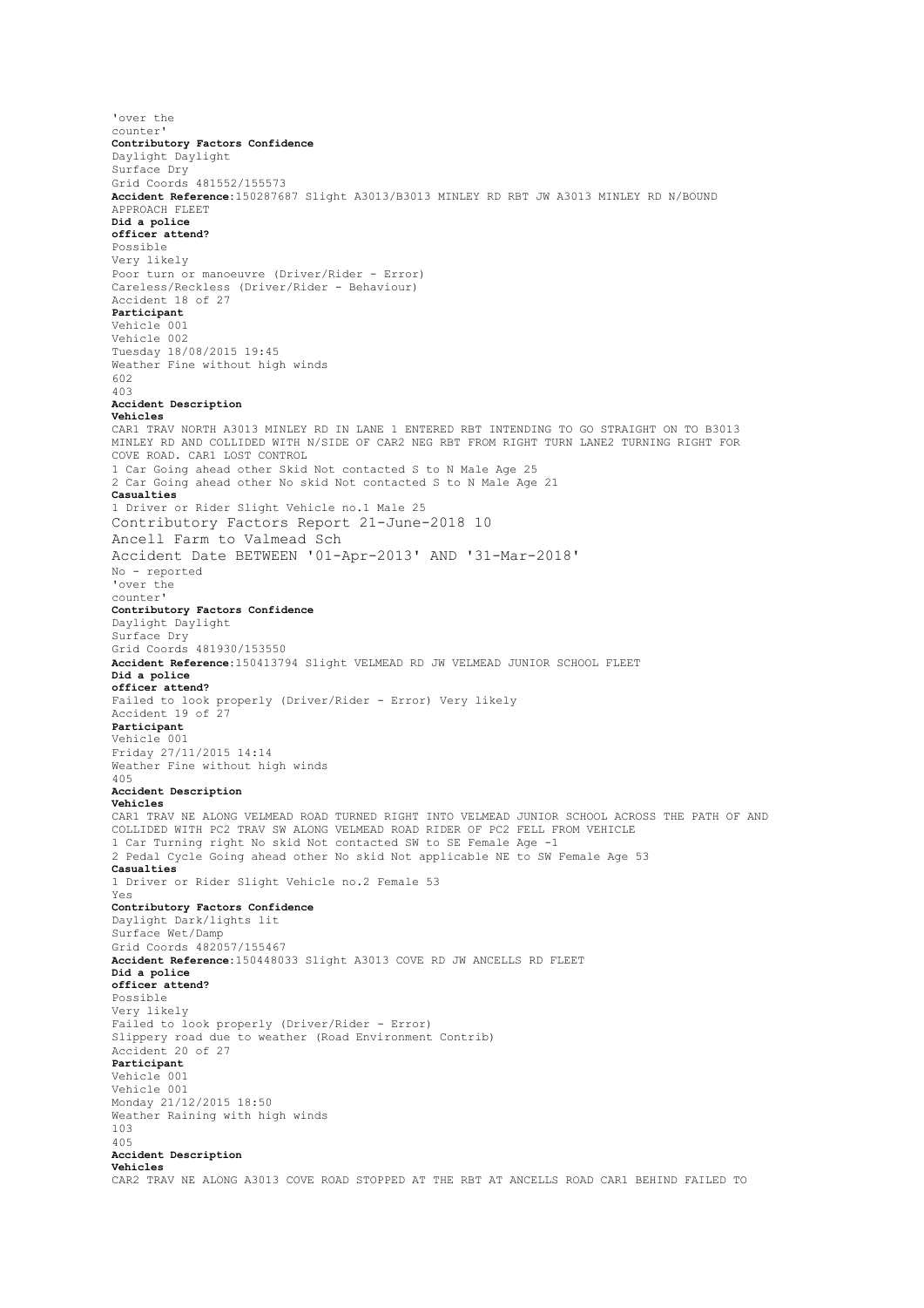'over the
counter'

**Contributory Factors Confidence**

Daylight Daylight
Surface Dry
Grid Coords 481552/155573

**Accident Reference**:150287687 Slight A3013/B3013 MINLEY RD RBT JW A3013 MINLEY RD N/BOUND APPROACH FLEET

**Did a police officer attend?**

Possible
Very likely
Poor turn or manoeuvre (Driver/Rider - Error)
Careless/Reckless (Driver/Rider - Behaviour)
Accident 18 of 27

**Participant**

Vehicle 001
Vehicle 002
Tuesday 18/08/2015 19:45
Weather Fine without high winds
602
403

**Accident Description**

**Vehicles**

CAR1 TRAV NORTH A3013 MINLEY RD IN LANE 1 ENTERED RBT INTENDING TO GO STRAIGHT ON TO B3013 MINLEY RD AND COLLIDED WITH N/SIDE OF CAR2 NEG RBT FROM RIGHT TURN LANE2 TURNING RIGHT FOR COVE ROAD. CAR1 LOST CONTROL
1 Car Going ahead other Skid Not contacted S to N Male Age 25
2 Car Going ahead other No skid Not contacted S to N Male Age 21

**Casualties**

1 Driver or Rider Slight Vehicle no.1 Male 25

Contributory Factors Report 21-June-2018 10
Ancell Farm to Valmead Sch
Accident Date BETWEEN '01-Apr-2013' AND '31-Mar-2018'

No - reported
'over the
counter'

**Contributory Factors Confidence**

Daylight Daylight
Surface Dry
Grid Coords 481930/153550

**Accident Reference**:150413794 Slight VELMEAD RD JW VELMEAD JUNIOR SCHOOL FLEET

**Did a police officer attend?**

Failed to look properly (Driver/Rider - Error) Very likely
Accident 19 of 27

**Participant**

Vehicle 001
Friday 27/11/2015 14:14
Weather Fine without high winds
405

**Accident Description**

**Vehicles**

CAR1 TRAV NE ALONG VELMEAD ROAD TURNED RIGHT INTO VELMEAD JUNIOR SCHOOL ACROSS THE PATH OF AND COLLIDED WITH PC2 TRAV SW ALONG VELMEAD ROAD RIDER OF PC2 FELL FROM VEHICLE
1 Car Turning right No skid Not contacted SW to SE Female Age -1
2 Pedal Cycle Going ahead other No skid Not applicable NE to SW Female Age 53

**Casualties**

1 Driver or Rider Slight Vehicle no.2 Female 53

Yes

**Contributory Factors Confidence**

Daylight Dark/lights lit
Surface Wet/Damp
Grid Coords 482057/155467

**Accident Reference**:150448033 Slight A3013 COVE RD JW ANCELLS RD FLEET

**Did a police officer attend?**

Possible
Very likely
Failed to look properly (Driver/Rider - Error)
Slippery road due to weather (Road Environment Contrib)
Accident 20 of 27

**Participant**

Vehicle 001
Vehicle 001
Monday 21/12/2015 18:50
Weather Raining with high winds
103
405

**Accident Description**

**Vehicles**

CAR2 TRAV NE ALONG A3013 COVE ROAD STOPPED AT THE RBT AT ANCELLS ROAD CAR1 BEHIND FAILED TO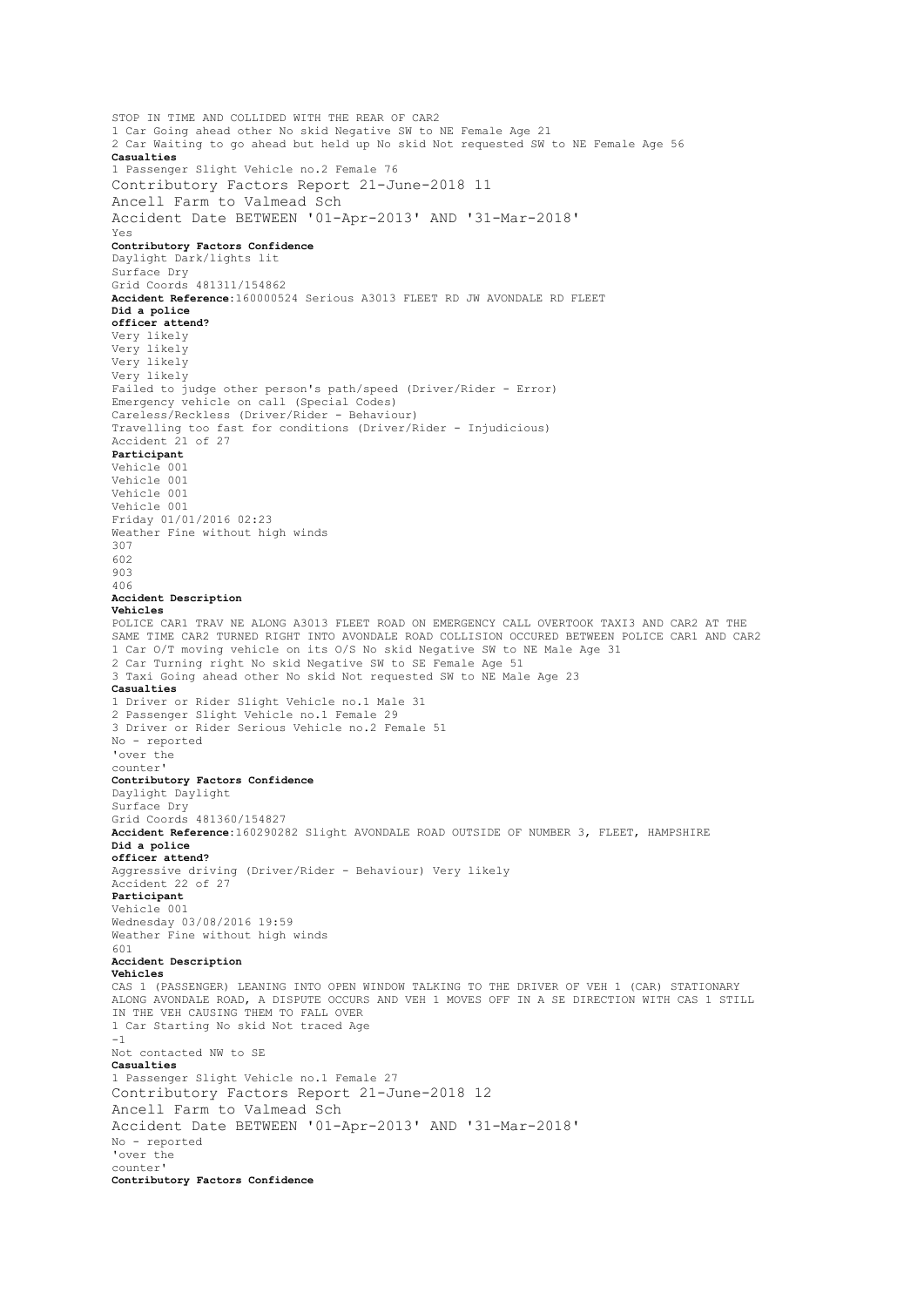STOP IN TIME AND COLLIDED WITH THE REAR OF CAR2
1 Car Going ahead other No skid Negative SW to NE Female Age 21
2 Car Waiting to go ahead but held up No skid Not requested SW to NE Female Age 56

**Casualties**

1 Passenger Slight Vehicle no.2 Female 76

Yes

**Contributory Factors Confidence**

Daylight Dark/lights lit
Surface Dry
Grid Coords 481311/154862

**Accident Reference:**160000524 Serious A3013 FLEET RD JW AVONDALE RD FLEET

**Did a police officer attend?**

Very likely
Very likely
Very likely
Very likely

Failed to judge other person's path/speed (Driver/Rider - Error)
Emergency vehicle on call (Special Codes)
Careless/Reckless (Driver/Rider - Behaviour)
Travelling too fast for conditions (Driver/Rider - Injudicious)

Accident 21 of 27

**Participant**

Vehicle 001
Vehicle 001
Vehicle 001
Vehicle 001

Friday 01/01/2016 02:23
Weather Fine without high winds

307
602
903
406

**Accident Description**

**Vehicles**

POLICE CAR1 TRAV NE ALONG A3013 FLEET ROAD ON EMERGENCY CALL OVERTOOK TAXI3 AND CAR2 AT THE SAME TIME CAR2 TURNED RIGHT INTO AVONDALE ROAD COLLISION OCCURED BETWEEN POLICE CAR1 AND CAR2
1 Car O/T moving vehicle on its O/S No skid Negative SW to NE Male Age 31
2 Car Turning right No skid Negative SW to SE Female Age 51
3 Taxi Going ahead other No skid Not requested SW to NE Male Age 23

**Casualties**

1 Driver or Rider Slight Vehicle no.1 Male 31
2 Passenger Slight Vehicle no.1 Female 29
3 Driver or Rider Serious Vehicle no.2 Female 51

No - reported 'over the counter'

**Contributory Factors Confidence**

Daylight Daylight
Surface Dry
Grid Coords 481360/154827

**Accident Reference:**160290282 Slight AVONDALE ROAD OUTSIDE OF NUMBER 3, FLEET, HAMPSHIRE

**Did a police officer attend?**

Aggressive driving (Driver/Rider - Behaviour) Very likely

Accident 22 of 27

**Participant**

Vehicle 001

Wednesday 03/08/2016 19:59
Weather Fine without high winds

601

**Accident Description**

**Vehicles**

CAS 1 (PASSENGER) LEANING INTO OPEN WINDOW TALKING TO THE DRIVER OF VEH 1 (CAR) STATIONARY ALONG AVONDALE ROAD, A DISPUTE OCCURS AND VEH 1 MOVES OFF IN A SE DIRECTION WITH CAS 1 STILL IN THE VEH CAUSING THEM TO FALL OVER
1 Car Starting No skid Not traced Age -1
Not contacted NW to SE

**Casualties**

1 Passenger Slight Vehicle no.1 Female 27

No - reported 'over the counter'

**Contributory Factors Confidence**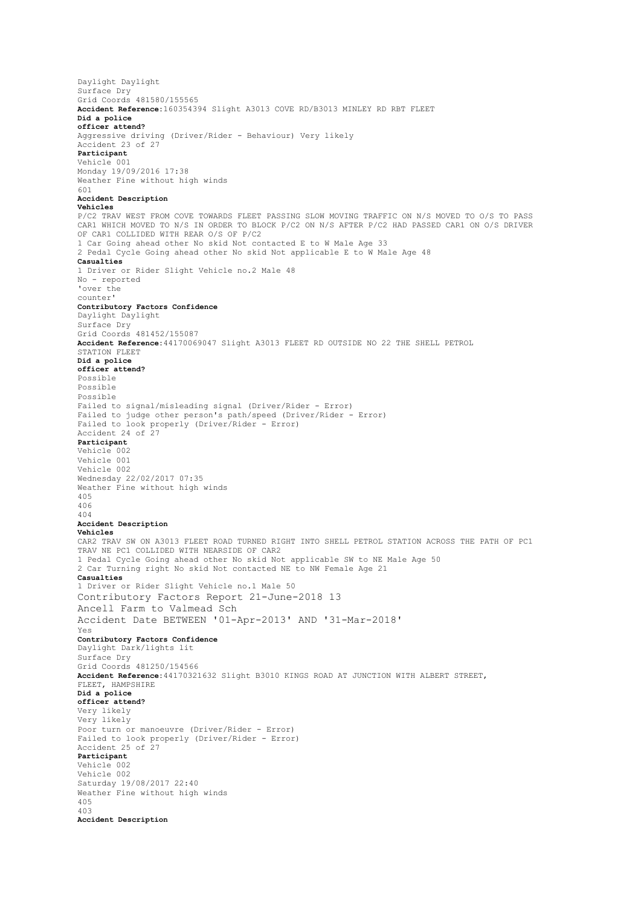Daylight Daylight
Surface Dry
Grid Coords 481580/155565
**Accident Reference:**160354394 Slight A3013 COVE RD/B3013 MINLEY RD RBT FLEET
**Did a police officer attend?**
Aggressive driving (Driver/Rider - Behaviour) Very likely
Accident 23 of 27
**Participant**
Vehicle 001
Monday 19/09/2016 17:38
Weather Fine without high winds
601
**Accident Description**
**Vehicles**
P/C2 TRAV WEST FROM COVE TOWARDS FLEET PASSING SLOW MOVING TRAFFIC ON N/S MOVED TO O/S TO PASS CAR1 WHICH MOVED TO N/S IN ORDER TO BLOCK P/C2 ON N/S AFTER P/C2 HAD PASSED CAR1 ON O/S DRIVER OF CAR1 COLLIDED WITH REAR O/S OF P/C2
1 Car Going ahead other No skid Not contacted E to W Male Age 33
2 Pedal Cycle Going ahead other No skid Not applicable E to W Male Age 48
**Casualties**
1 Driver or Rider Slight Vehicle no.2 Male 48
No - reported 'over the counter'
**Contributory Factors Confidence**
Daylight Daylight
Surface Dry
Grid Coords 481452/155087
**Accident Reference:**44170069047 Slight A3013 FLEET RD OUTSIDE NO 22 THE SHELL PETROL STATION FLEET
**Did a police officer attend?**
Possible
Possible
Possible
Failed to signal/misleading signal (Driver/Rider - Error)
Failed to judge other person's path/speed (Driver/Rider - Error)
Failed to look properly (Driver/Rider - Error)
Accident 24 of 27
**Participant**
Vehicle 002
Vehicle 001
Vehicle 002
Wednesday 22/02/2017 07:35
Weather Fine without high winds
405
406
404
**Accident Description**
**Vehicles**
CAR2 TRAV SW ON A3013 FLEET ROAD TURNED RIGHT INTO SHELL PETROL STATION ACROSS THE PATH OF PC1 TRAV NE PC1 COLLIDED WITH NEARSIDE OF CAR2
1 Pedal Cycle Going ahead other No skid Not applicable SW to NE Male Age 50
2 Car Turning right No skid Not contacted NE to NW Female Age 21
**Casualties**
1 Driver or Rider Slight Vehicle no.1 Male 50

Contributory Factors Report 21-June-2018 13
Ancell Farm to Valmead Sch
Accident Date BETWEEN '01-Apr-2013' AND '31-Mar-2018'

Yes
**Contributory Factors Confidence**
Daylight Dark/lights lit
Surface Dry
Grid Coords 481250/154566
**Accident Reference:**44170321632 Slight B3010 KINGS ROAD AT JUNCTION WITH ALBERT STREET, FLEET, HAMPSHIRE
**Did a police officer attend?**
Very likely
Very likely
Poor turn or manoeuvre (Driver/Rider - Error)
Failed to look properly (Driver/Rider - Error)
Accident 25 of 27
**Participant**
Vehicle 002
Vehicle 002
Saturday 19/08/2017 22:40
Weather Fine without high winds
405
403
**Accident Description**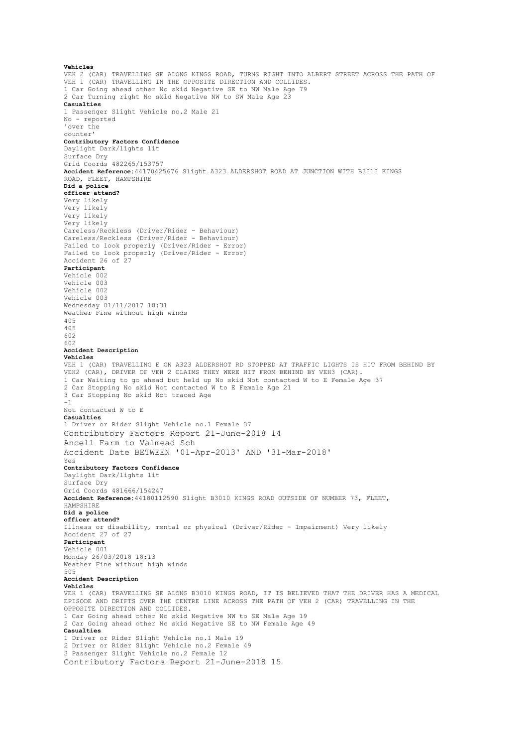**Vehicles**
VEH 2 (CAR) TRAVELLING SE ALONG KINGS ROAD, TURNS RIGHT INTO ALBERT STREET ACROSS THE PATH OF VEH 1 (CAR) TRAVELLING IN THE OPPOSITE DIRECTION AND COLLIDES.
1 Car Going ahead other No skid Negative SE to NW Male Age 79
2 Car Turning right No skid Negative NW to SW Male Age 23
**Casualties**
1 Passenger Slight Vehicle no.2 Male 21
No - reported
'over the
counter'
**Contributory Factors Confidence**
Daylight Dark/lights lit
Surface Dry
Grid Coords 482265/153757
**Accident Reference:**44170425676 Slight A323 ALDERSHOT ROAD AT JUNCTION WITH B3010 KINGS ROAD, FLEET, HAMPSHIRE
**Did a police officer attend?**
Very likely
Very likely
Very likely
Very likely
Careless/Reckless (Driver/Rider - Behaviour)
Careless/Reckless (Driver/Rider - Behaviour)
Failed to look properly (Driver/Rider - Error)
Failed to look properly (Driver/Rider - Error)
Accident 26 of 27
**Participant**
Vehicle 002
Vehicle 003
Vehicle 002
Vehicle 003
Wednesday 01/11/2017 18:31
Weather Fine without high winds
405
405
602
602
**Accident Description**
**Vehicles**
VEH 1 (CAR) TRAVELLING E ON A323 ALDERSHOT RD STOPPED AT TRAFFIC LIGHTS IS HIT FROM BEHIND BY VEH2 (CAR), DRIVER OF VEH 2 CLAIMS THEY WERE HIT FROM BEHIND BY VEH3 (CAR).
1 Car Waiting to go ahead but held up No skid Not contacted W to E Female Age 37
2 Car Stopping No skid Not contacted W to E Female Age 21
3 Car Stopping No skid Not traced Age
-1
Not contacted W to E
**Casualties**
1 Driver or Rider Slight Vehicle no.1 Female 37

Ancell Farm to Valmead Sch
Accident Date BETWEEN '01-Apr-2013' AND '31-Mar-2018'
Yes
**Contributory Factors Confidence**
Daylight Dark/lights lit
Surface Dry
Grid Coords 481666/154247
**Accident Reference:**44180112590 Slight B3010 KINGS ROAD OUTSIDE OF NUMBER 73, FLEET, HAMPSHIRE
**Did a police officer attend?**
Illness or disability, mental or physical (Driver/Rider - Impairment) Very likely
Accident 27 of 27
**Participant**
Vehicle 001
Monday 26/03/2018 18:13
Weather Fine without high winds
505
**Accident Description**
**Vehicles**
VEH 1 (CAR) TRAVELLING SE ALONG B3010 KINGS ROAD, IT IS BELIEVED THAT THE DRIVER HAS A MEDICAL EPISODE AND DRIFTS OVER THE CENTRE LINE ACROSS THE PATH OF VEH 2 (CAR) TRAVELLING IN THE OPPOSITE DIRECTION AND COLLIDES.
1 Car Going ahead other No skid Negative NW to SE Male Age 19
2 Car Going ahead other No skid Negative SE to NW Female Age 49
**Casualties**
1 Driver or Rider Slight Vehicle no.1 Male 19
2 Driver or Rider Slight Vehicle no.2 Female 49
3 Passenger Slight Vehicle no.2 Female 12